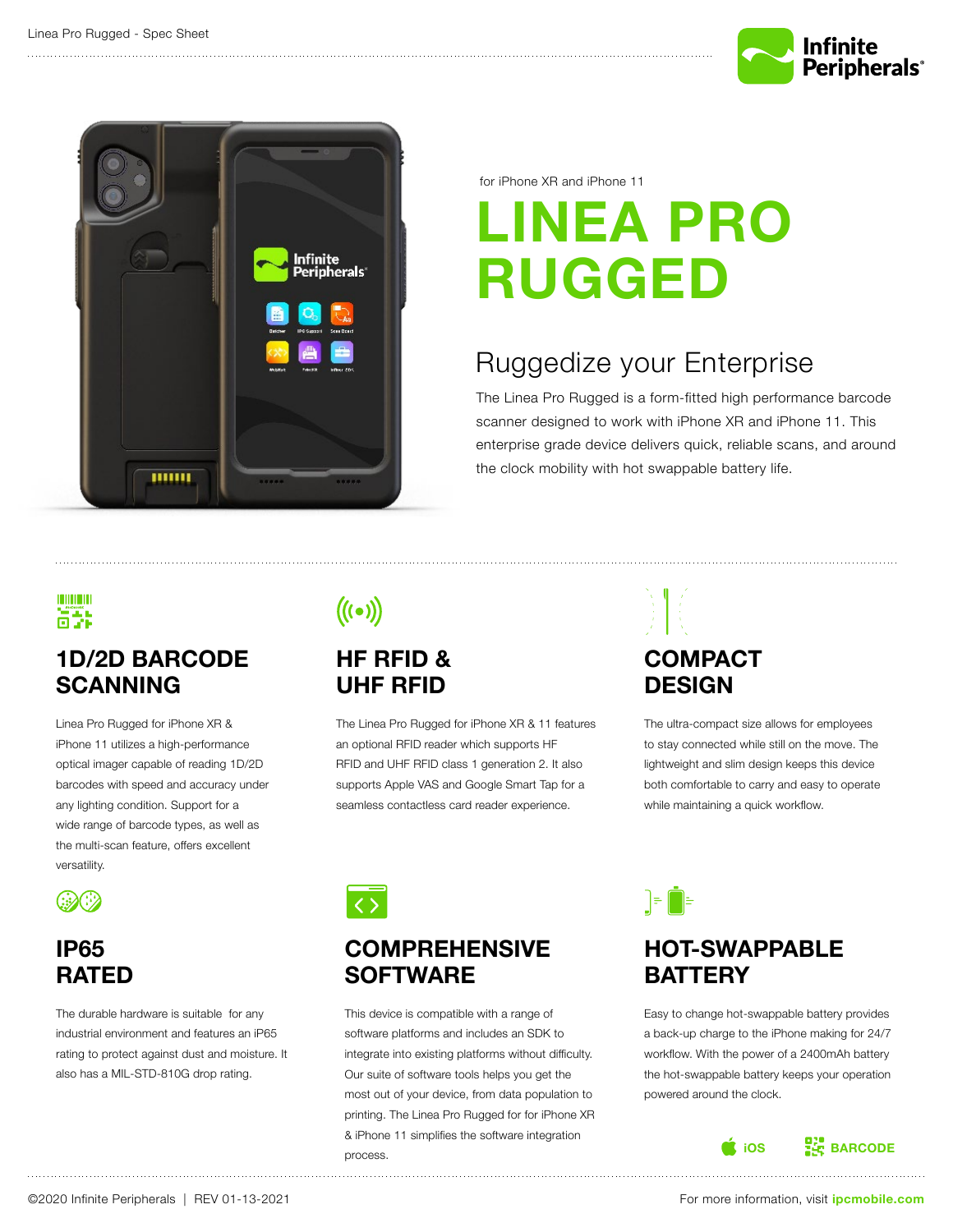for iPhone XR and iPhone 11

# LINEA PRO RUGGED

## Ruggedize your Enterprise

The Linea Pro Rugged is a form-fitted high performance barcode scanner designed to work with iPhone XR and iPhone 11. This enterprise grade device delivers quick, reliable scans, and around the clock mobility with hot swappable battery life.

### 1D/2D BARCODE SCANNING

Linea Pro Rugged for iPhone XR & iPhone 11 utilizes a high-performance optical imager capable of reading 1D/2D barcodes with speed and accuracy under any lighting condition. Support for a wide range of barcode types, as well as the multi-scan feature, offers excellent versatility.

### HF RFID & UHF RFID

The Linea Pro Rugged for iPhone XR & 11 features an optional RFID reader which supports HF RFID and UHF RFID class 1 generation 2. It also supports Apple VAS and Google Smart Tap for a seamless contactless card reader experience.

### COMPACT DESIGN

The ultra-compact size allows for employees to stay connected while still on the move. The lightweight and slim design keeps this device both comfortable to carry and easy to operate while maintaining a quick workflow.

### IP65 RATED

The durable hardware is suitable for any industrial environment and features an iP65 rating to protect against dust and moisture. It also has a MIL-STD-810G drop rating.

### COMPREHENSIVE SOFTWARE

This device is compatible with a range of software platforms and includes an SDK to integrate into existing platforms without difficulty. Our suite of software tools helps you get the most out of your device, from data population to printing. The Linea Pro Rugged for for iPhone XR & iPhone 11 simplifies the software integration process.

### HOT-SWAPPABLE BATTERY

Easy to change hot-swappable battery provides a back-up charge to the iPhone making for 24/7 workflow. With the power of a 2400mAh battery the hot-swappable battery keeps your operation powered around the clock.

iOS BARCODE

©2020 Infinite Peripherals | REV 01-13-2021

For more information, visit **ipcmobile.com**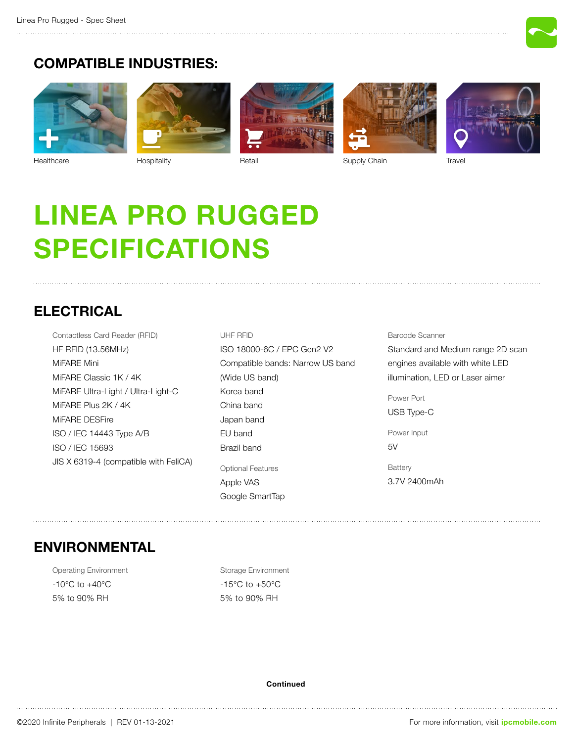## COMPATIBLE INDUSTRIES:

Healthcare

Hospitality

Retail

Supply Chain

Travel

# LINEA PRO RUGGED SPECIFICATIONS

## ELECTRICAL

Contactless Card Reader (RFID)

HF RFID (13.56MHz)
MiFARE Mini
MiFARE Classic 1K / 4K
MiFARE Ultra-Light / Ultra-Light-C
MiFARE Plus 2K / 4K
MiFARE DESFire
ISO / IEC 14443 Type A/B
ISO / IEC 15693
JIS X 6319-4 (compatible with FeliCA)

UHF RFID

ISO 18000-6C / EPC Gen2 V2
Compatible bands: Narrow US band
(Wide US band)
Korea band
China band
Japan band
EU band
Brazil band

Optional Features

Apple VAS
Google SmartTap

Barcode Scanner

Standard and Medium range 2D scan engines available with white LED illumination, LED or Laser aimer

Power Port

USB Type-C

Power Input

5V

Battery

3.7V 2400mAh

## ENVIRONMENTAL

Operating Environment

-10°C to +40°C
5% to 90% RH

Storage Environment

-15°C to +50°C
5% to 90% RH

**Continued**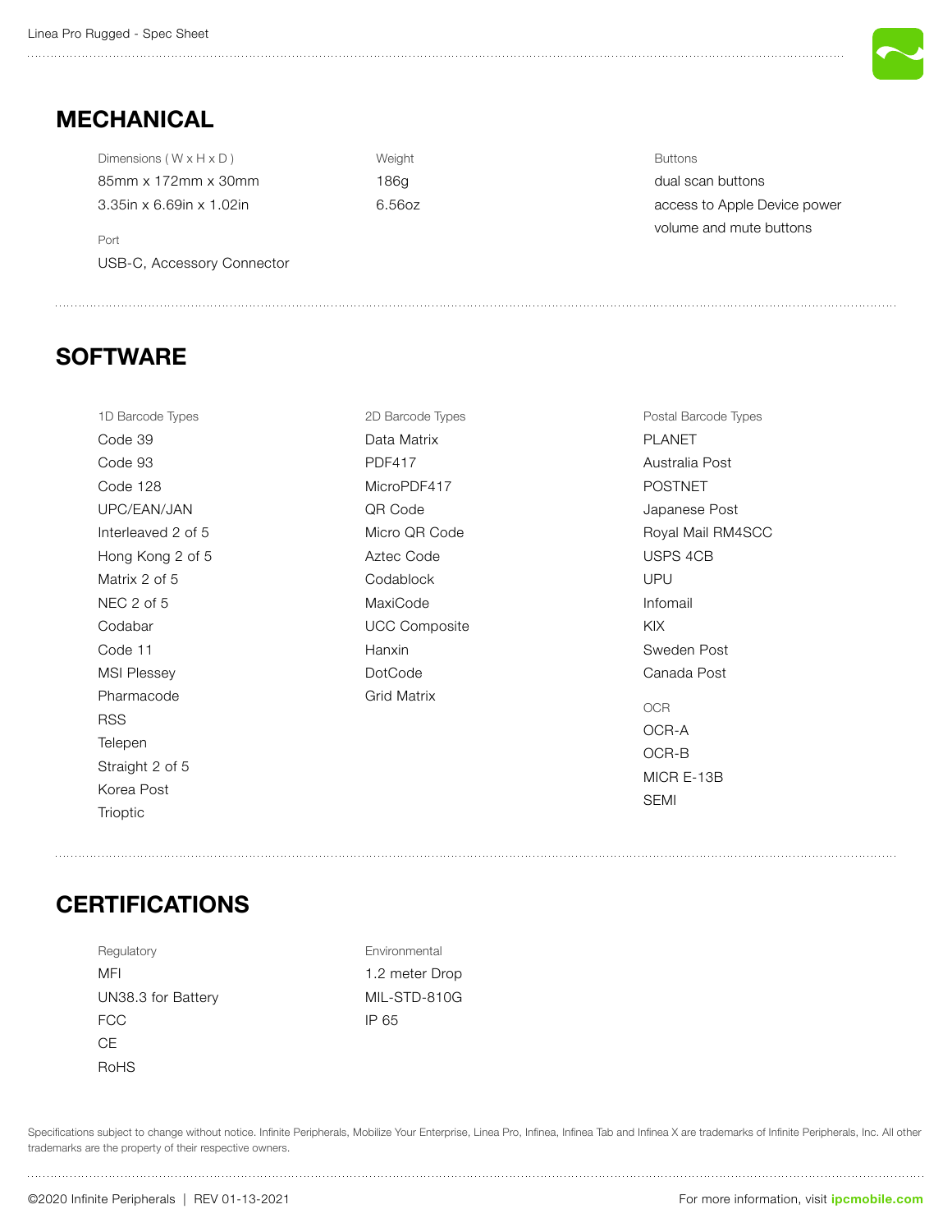## MECHANICAL

Dimensions ( W x H x D )

85mm x 172mm x 30mm

3.35in x 6.69in x 1.02in

Weight

186g

6.56oz

Buttons

dual scan buttons

access to Apple Device power

volume and mute buttons

Port

USB-C, Accessory Connector

## SOFTWARE

1D Barcode Types

- Code 39
- Code 93
- Code 128
- UPC/EAN/JAN
- Interleaved 2 of 5
- Hong Kong 2 of 5
- Matrix 2 of 5
- NEC 2 of 5
- Codabar
- Code 11
- MSI Plessey
- Pharmacode
- RSS
- Telepen
- Straight 2 of 5
- Korea Post
- Trioptic

2D Barcode Types

- Data Matrix
- PDF417
- MicroPDF417
- QR Code
- Micro QR Code
- Aztec Code
- Codablock
- MaxiCode
- UCC Composite
- Hanxin
- DotCode
- Grid Matrix

Postal Barcode Types

- PLANET
- Australia Post
- POSTNET
- Japanese Post
- Royal Mail RM4SCC
- USPS 4CB
- UPU
- Infomail
- KIX
- Sweden Post
- Canada Post

OCR

- OCR-A
- OCR-B
- MICR E-13B
- SEMI

## CERTIFICATIONS

Regulatory

- MFI
- UN38.3 for Battery
- FCC
- CE
- RoHS

Environmental

- 1.2 meter Drop
- MIL-STD-810G
- IP 65

Specifications subject to change without notice. Infinite Peripherals, Mobilize Your Enterprise, Linea Pro, Infinea, Infinea Tab and Infinea X are trademarks of Infinite Peripherals, Inc. All other trademarks are the property of their respective owners.

©2020 Infinite Peripherals | REV 01-13-2021

For more information, visit **ipcmobile.com**